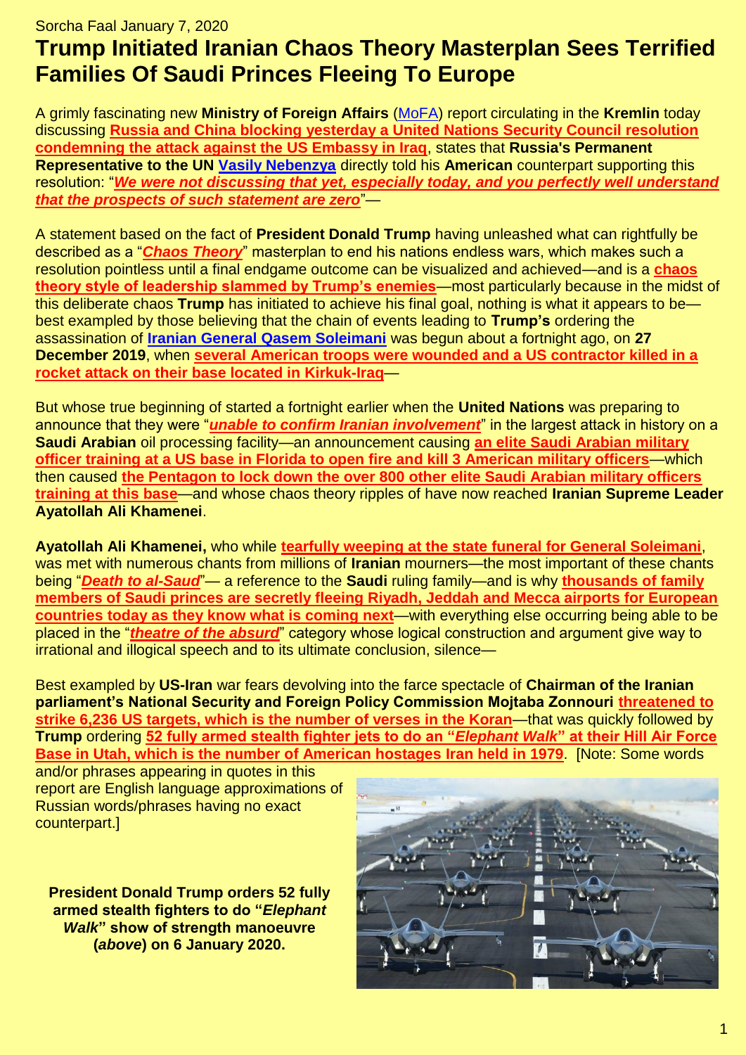Sorcha Faal January 7, 2020

# Trump Initiated Iranian Chaos Theory Masterplan Sees Terrified Families Of Saudi Princes Fleeing To Europe

A grimly fascinating new **Ministry of Foreign Affairs** (MoFA) report circulating in the **Kremlin** today discussing **Russia and China blocking yesterday a United Nations Security Council resolution condemning the attack against the US Embassy in Iraq**, states that **Russia's Permanent Representative to the UN Vasily Nebenzya** directly told his **American** counterpart supporting this resolution: "***We were not discussing that yet, especially today, and you perfectly well understand that the prospects of such statement are zero***"—

A statement based on the fact of **President Donald Trump** having unleashed what can rightfully be described as a "***Chaos Theory***" masterplan to end his nations endless wars, which makes such a resolution pointless until a final endgame outcome can be visualized and achieved—and is a **chaos theory style of leadership slammed by Trump's enemies**—most particularly because in the midst of this deliberate chaos **Trump** has initiated to achieve his final goal, nothing is what it appears to be—best exampled by those believing that the chain of events leading to **Trump's** ordering the assassination of **Iranian General Qasem Soleimani** was begun about a fortnight ago, on **27 December 2019**, when **several American troops were wounded and a US contractor killed in a rocket attack on their base located in Kirkuk-Iraq**—

But whose true beginning of started a fortnight earlier when the **United Nations** was preparing to announce that they were "***unable to confirm Iranian involvement***" in the largest attack in history on a **Saudi Arabian** oil processing facility—an announcement causing **an elite Saudi Arabian military officer training at a US base in Florida to open fire and kill 3 American military officers**—which then caused **the Pentagon to lock down the over 800 other elite Saudi Arabian military officers training at this base**—and whose chaos theory ripples of have now reached **Iranian Supreme Leader Ayatollah Ali Khamenei**.

**Ayatollah Ali Khamenei,** who while **tearfully weeping at the state funeral for General Soleimani**, was met with numerous chants from millions of **Iranian** mourners—the most important of these chants being "***Death to al-Saud***"— a reference to the **Saudi** ruling family—and is why **thousands of family members of Saudi princes are secretly fleeing Riyadh, Jeddah and Mecca airports for European countries today as they know what is coming next**—with everything else occurring being able to be placed in the "***theatre of the absurd***" category whose logical construction and argument give way to irrational and illogical speech and to its ultimate conclusion, silence—

Best exampled by **US-Iran** war fears devolving into the farce spectacle of **Chairman of the Iranian parliament's National Security and Foreign Policy Commission Mojtaba Zonnouri threatened to strike 6,236 US targets, which is the number of verses in the Koran**—that was quickly followed by **Trump** ordering **52 fully armed stealth fighter jets to do an "*Elephant Walk*" at their Hill Air Force Base in Utah, which is the number of American hostages Iran held in 1979**. [Note: Some words and/or phrases appearing in quotes in this report are English language approximations of Russian words/phrases having no exact counterpart.]

**President Donald Trump orders 52 fully armed stealth fighters to do "*Elephant Walk*" show of strength manoeuvre (*above*) on 6 January 2020.**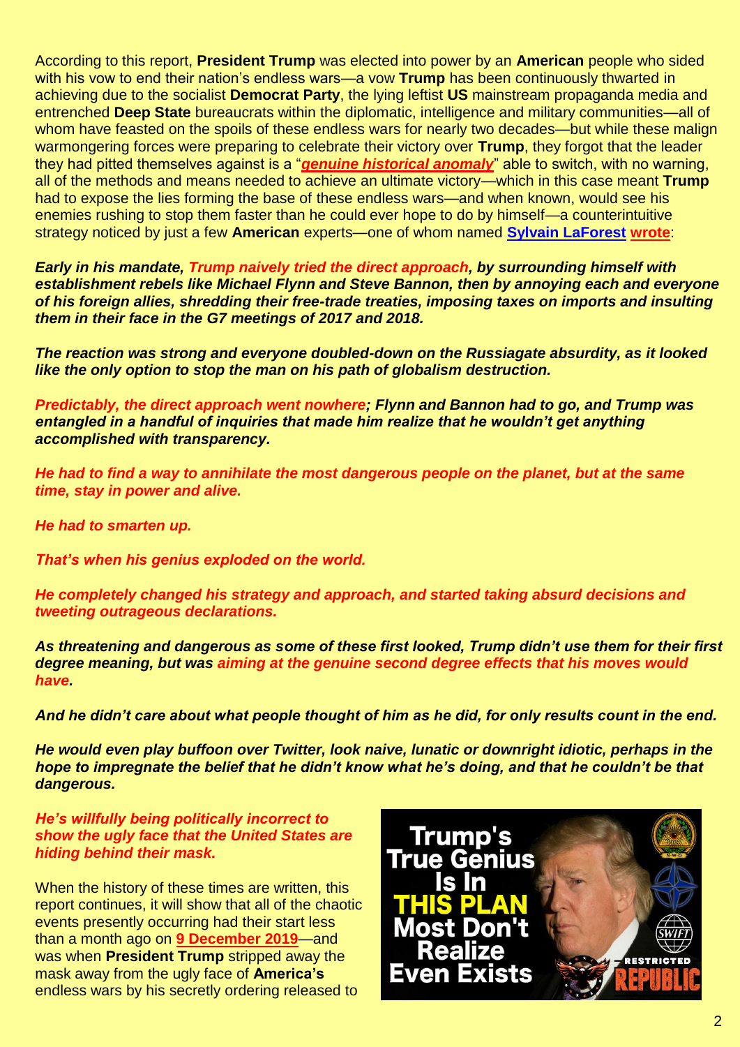According to this report, **President Trump** was elected into power by an **American** people who sided with his vow to end their nation's endless wars—a vow **Trump** has been continuously thwarted in achieving due to the socialist **Democrat Party**, the lying leftist **US** mainstream propaganda media and entrenched **Deep State** bureaucrats within the diplomatic, intelligence and military communities—all of whom have feasted on the spoils of these endless wars for nearly two decades—but while these malign warmongering forces were preparing to celebrate their victory over **Trump**, they forgot that the leader they had pitted themselves against is a "***genuine historical anomaly***" able to switch, with no warning, all of the methods and means needed to achieve an ultimate victory—which in this case meant **Trump** had to expose the lies forming the base of these endless wars—and when known, would see his enemies rushing to stop them faster than he could ever hope to do by himself—a counterintuitive strategy noticed by just a few **American** experts—one of whom named **Sylvain LaForest wrote**:

***Early in his mandate, Trump naively tried the direct approach, by surrounding himself with establishment rebels like Michael Flynn and Steve Bannon, then by annoying each and everyone of his foreign allies, shredding their free-trade treaties, imposing taxes on imports and insulting them in their face in the G7 meetings of 2017 and 2018.***

***The reaction was strong and everyone doubled-down on the Russiagate absurdity, as it looked like the only option to stop the man on his path of globalism destruction.***

***Predictably, the direct approach went nowhere; Flynn and Bannon had to go, and Trump was entangled in a handful of inquiries that made him realize that he wouldn't get anything accomplished with transparency.***

***He had to find a way to annihilate the most dangerous people on the planet, but at the same time, stay in power and alive.***

***He had to smarten up.***

***That's when his genius exploded on the world.***

***He completely changed his strategy and approach, and started taking absurd decisions and tweeting outrageous declarations.***

***As threatening and dangerous as some of these first looked, Trump didn't use them for their first degree meaning, but was aiming at the genuine second degree effects that his moves would have.***

***And he didn't care about what people thought of him as he did, for only results count in the end.***

***He would even play buffoon over Twitter, look naive, lunatic or downright idiotic, perhaps in the hope to impregnate the belief that he didn't know what he's doing, and that he couldn't be that dangerous.***

***He's willfully being politically incorrect to show the ugly face that the United States are hiding behind their mask.***

Trump's True Genius Is In THIS PLAN Most Don't Realize Even Exists

When the history of these times are written, this report continues, it will show that all of the chaotic events presently occurring had their start less than a month ago on **9 December 2019**—and was when **President Trump** stripped away the mask away from the ugly face of **America's** endless wars by his secretly ordering released to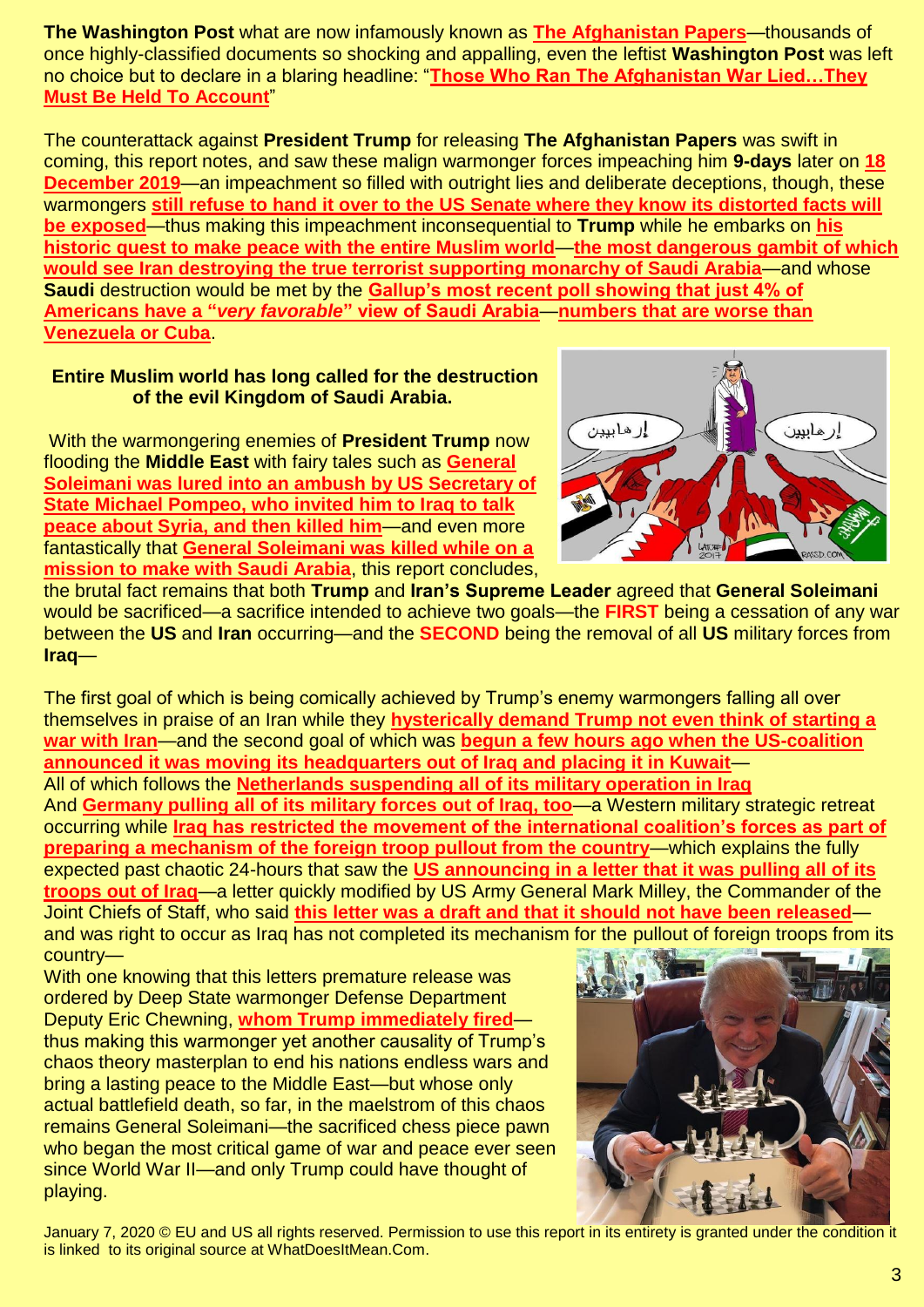**The Washington Post** what are now infamously known as **The Afghanistan Papers**—thousands of once highly-classified documents so shocking and appalling, even the leftist **Washington Post** was left no choice but to declare in a blaring headline: "**Those Who Ran The Afghanistan War Lied…They Must Be Held To Account**"

The counterattack against **President Trump** for releasing **The Afghanistan Papers** was swift in coming, this report notes, and saw these malign warmonger forces impeaching him **9-days** later on **18 December 2019**—an impeachment so filled with outright lies and deliberate deceptions, though, these warmongers **still refuse to hand it over to the US Senate where they know its distorted facts will be exposed**—thus making this impeachment inconsequential to **Trump** while he embarks on **his historic quest to make peace with the entire Muslim world**—**the most dangerous gambit of which would see Iran destroying the true terrorist supporting monarchy of Saudi Arabia**—and whose **Saudi** destruction would be met by the **Gallup's most recent poll showing that just 4% of Americans have a "*very favorable*" view of Saudi Arabia**—**numbers that are worse than Venezuela or Cuba**.

**Entire Muslim world has long called for the destruction of the evil Kingdom of Saudi Arabia.**

With the warmongering enemies of **President Trump** now flooding the **Middle East** with fairy tales such as **General Soleimani was lured into an ambush by US Secretary of State Michael Pompeo, who invited him to Iraq to talk peace about Syria, and then killed him**—and even more fantastically that **General Soleimani was killed while on a mission to make with Saudi Arabia**, this report concludes, the brutal fact remains that both **Trump** and **Iran's Supreme Leader** agreed that **General Soleimani** would be sacrificed—a sacrifice intended to achieve two goals—the **FIRST** being a cessation of any war between the **US** and **Iran** occurring—and the **SECOND** being the removal of all **US** military forces from **Iraq**—

The first goal of which is being comically achieved by Trump's enemy warmongers falling all over themselves in praise of an Iran while they **hysterically demand Trump not even think of starting a war with Iran**—and the second goal of which was **begun a few hours ago when the US-coalition announced it was moving its headquarters out of Iraq and placing it in Kuwait**—

All of which follows the **Netherlands suspending all of its military operation in Iraq**

And **Germany pulling all of its military forces out of Iraq, too**—a Western military strategic retreat occurring while **Iraq has restricted the movement of the international coalition's forces as part of preparing a mechanism of the foreign troop pullout from the country**—which explains the fully expected past chaotic 24-hours that saw the **US announcing in a letter that it was pulling all of its troops out of Iraq**—a letter quickly modified by US Army General Mark Milley, the Commander of the Joint Chiefs of Staff, who said **this letter was a draft and that it should not have been released**—and was right to occur as Iraq has not completed its mechanism for the pullout of foreign troops from its country—

With one knowing that this letters premature release was ordered by Deep State warmonger Defense Department Deputy Eric Chewning, **whom Trump immediately fired**—thus making this warmonger yet another causality of Trump's chaos theory masterplan to end his nations endless wars and bring a lasting peace to the Middle East—but whose only actual battlefield death, so far, in the maelstrom of this chaos remains General Soleimani—the sacrificed chess piece pawn who began the most critical game of war and peace ever seen since World War II—and only Trump could have thought of playing.

January 7, 2020 © EU and US all rights reserved. Permission to use this report in its entirety is granted under the condition it is linked to its original source at WhatDoesItMean.Com.